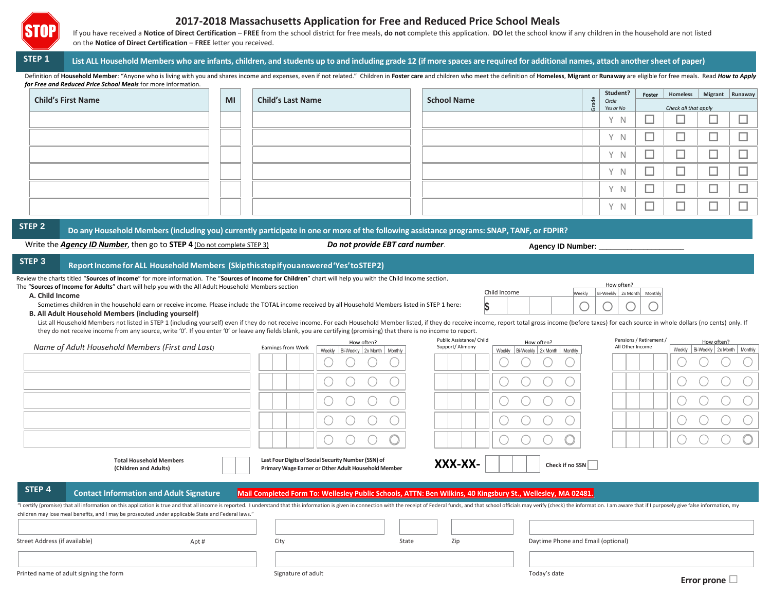# 2017-2018 Massachusetts Application for Free and Reduced Price School Meals

STOP

If you have received a **Notice of Direct Certification** – **FREE** from the school district for free meals, **do not** complete this application. **DO** let the school know if any children in the household are not listed on the **Notice of Direct Certification** – **FREE** letter you received.

## STEP 1 List ALL Household Members who are infants, children, and students up to and including grade 12 (if more spaces are required for additional names, attach another sheet of paper)

Definition of **Household Member**: "Anyone who is living with you and shares income and expenses, even if not related." Children in **Foster care** and children who meet the definition of **Homeless**, **Migrant** or **Runaway** are eligible for free meals. Read ***How to Apply for Free and Reduced Price School Meals*** for more information.

| Child's First Name | MI | Child's Last Name | School Name | Grade | Student? Circle Yes or No | Foster | Homeless | Migrant | Runaway |
|---|---|---|---|---|---|---|---|---|---|
| | | | | | | Check all that apply | | | |
| | | | | | Y N | ☐ | ☐ | ☐ | ☐ |
| | | | | | Y N | ☐ | ☐ | ☐ | ☐ |
| | | | | | Y N | ☐ | ☐ | ☐ | ☐ |
| | | | | | Y N | ☐ | ☐ | ☐ | ☐ |
| | | | | | Y N | ☐ | ☐ | ☐ | ☐ |
| | | | | | Y N | ☐ | ☐ | ☐ | ☐ |

## STEP 2 Do any Household Members (including you) currently participate in one or more of the following assistance programs: SNAP, TANF, or FDPIR?

Write the ***Agency ID Number***, then go to **STEP 4** (Do not complete STEP 3) ***Do not provide EBT card number***.

**Agency ID Number:** ____________________

## STEP 3 Report Income for ALL Household Members (Skip this step if you answered 'Yes' to STEP 2)

Review the charts titled "**Sources of Income**" for more information. The "**Sources of Income for Children**" chart will help you with the Child Income section.
The "**Sources of Income for Adults**" chart will help you with the All Adult Household Members section

**A. Child Income**

Sometimes children in the household earn or receive income. Please include the TOTAL income received by all Household Members listed in STEP 1 here:

| Child Income | How often? Weekly | Bi-Weekly | 2x Month | Monthly |
|---|---|---|---|---|
| $ | ○ | ○ | ○ | ○ |

**B. All Adult Household Members (including yourself)**

List all Household Members not listed in STEP 1 (including yourself) even if they do not receive income. For each Household Member listed, if they do receive income, report total gross income (before taxes) for each source in whole dollars (no cents) only. If they do not receive income from any source, write '0'. If you enter '0' or leave any fields blank, you are certifying (promising) that there is no income to report.

| *Name of Adult Household Members (First and Last)* | Earnings from Work | How often? Weekly | Bi-Weekly | 2x Month | Monthly | Public Assistance/ Child Support/ Alimony | How often? Weekly | Bi-Weekly | 2x Month | Monthly | Pensions / Retirement / All Other Income | How often? Weekly | Bi-Weekly | 2x Month | Monthly |
|---|---|---|---|---|---|---|---|---|---|---|---|---|---|---|---|
| | | ○ | ○ | ○ | ○ | | ○ | ○ | ○ | ○ | | ○ | ○ | ○ | ○ |
| | | ○ | ○ | ○ | ○ | | ○ | ○ | ○ | ○ | | ○ | ○ | ○ | ○ |
| | | ○ | ○ | ○ | ○ | | ○ | ○ | ○ | ○ | | ○ | ○ | ○ | ○ |
| | | ○ | ○ | ○ | ○ | | ○ | ○ | ○ | ○ | | ○ | ○ | ○ | ○ |
| | | ○ | ○ | ○ | ○ | | ○ | ○ | ○ | ○ | | ○ | ○ | ○ | ○ |

Total Household Members (Children and Adults) ____

Last Four Digits of Social Security Number (SSN) of Primary Wage Earner or Other Adult Household Member **XXX-XX-** ____ Check if no SSN ☐

## STEP 4 Contact Information and Adult Signature

**Mail Completed Form To: Wellesley Public Schools, ATTN: Ben Wilkins, 40 Kingsbury St., Wellesley, MA 02481.**

"I certify (promise) that all information on this application is true and that all income is reported. I understand that this information is given in connection with the receipt of Federal funds, and that school officials may verify (check) the information. I am aware that if I purposely give false information, my children may lose meal benefits, and I may be prosecuted under applicable State and Federal laws."

Street Address (if available) ____ Apt # ____ City ____ State ____ Zip ____ Daytime Phone and Email (optional) ____

Printed name of adult signing the form ____ Signature of adult ____ Today's date ____

**Error prone** ☐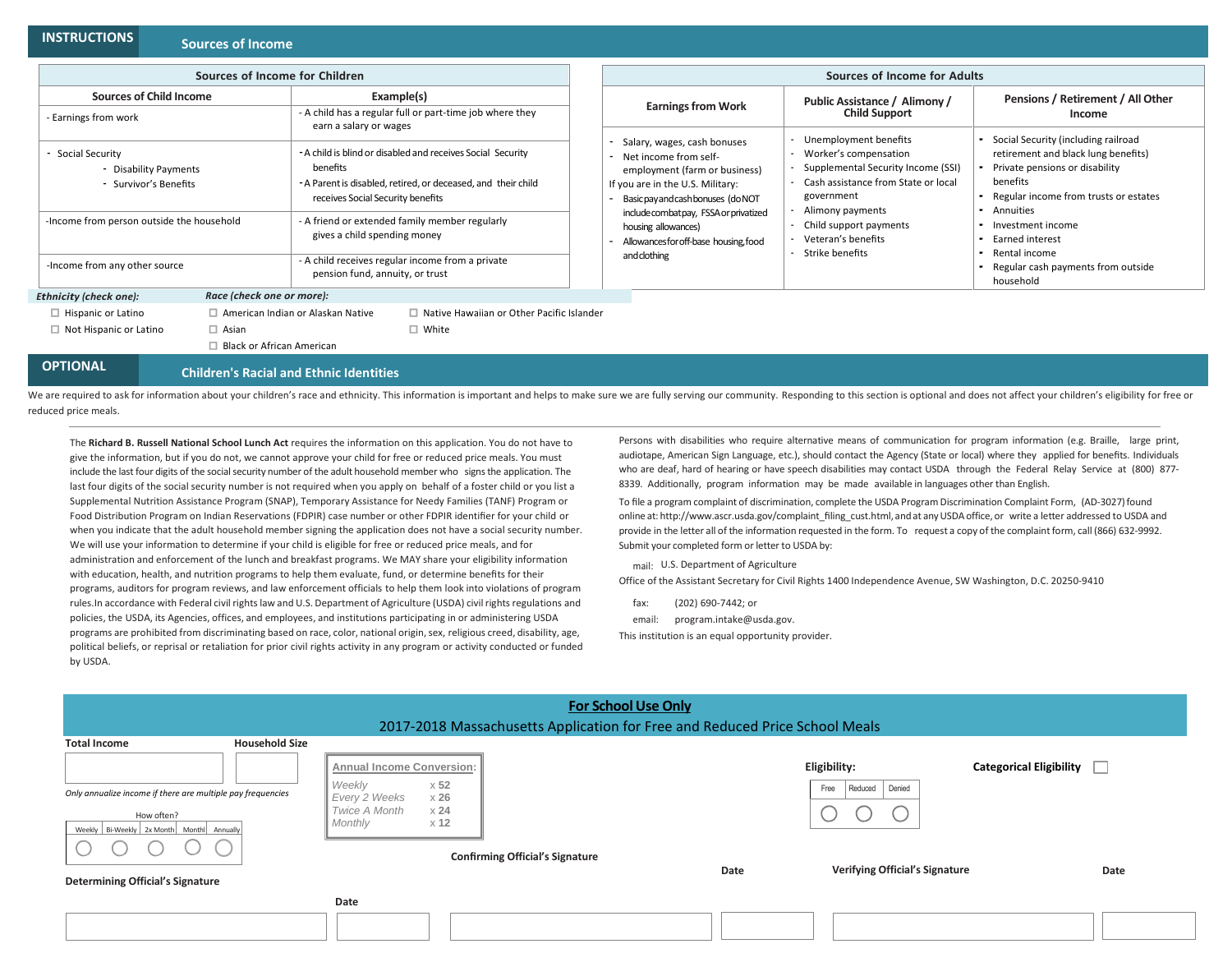## INSTRUCTIONS — Sources of Income

### Sources of Income for Children

| Sources of Child Income | Example(s) |
|---|---|
| - Earnings from work | - A child has a regular full or part-time job where they earn a salary or wages |
| - Social Security<br>- Disability Payments<br>- Survivor's Benefits | - A child is blind or disabled and receives Social Security benefits<br>- A Parent is disabled, retired, or deceased, and their child receives Social Security benefits |
| -Income from person outside the household | - A friend or extended family member regularly gives a child spending money |
| -Income from any other source | - A child receives regular income from a private pension fund, annuity, or trust |

### Sources of Income for Adults

| Earnings from Work | Public Assistance / Alimony / Child Support | Pensions / Retirement / All Other Income |
|---|---|---|
| - Salary, wages, cash bonuses<br>- Net income from self-employment (farm or business)<br>If you are in the U.S. Military:<br>- Basic pay and cash bonuses (do NOT include combat pay, FSSA or privatized housing allowances)<br>- Allowances for off-base housing, food and clothing | - Unemployment benefits<br>- Worker's compensation<br>- Supplemental Security Income (SSI)<br>- Cash assistance from State or local government<br>- Alimony payments<br>- Child support payments<br>- Veteran's benefits<br>- Strike benefits | - Social Security (including railroad retirement and black lung benefits)<br>- Private pensions or disability benefits<br>- Regular income from trusts or estates<br>- Annuities<br>- Investment income<br>- Earned interest<br>- Rental income<br>- Regular cash payments from outside household |

## OPTIONAL — Children's Racial and Ethnic Identities

We are required to ask for information about your children's race and ethnicity. This information is important and helps to make sure we are fully serving our community. Responding to this section is optional and does not affect your children's eligibility for free or reduced price meals.

***Ethnicity (check one):***

☐ Hispanic or Latino
☐ Not Hispanic or Latino

***Race (check one or more):***

☐ American Indian or Alaskan Native
☐ Asian
☐ Black or African American
☐ Native Hawaiian or Other Pacific Islander
☐ White

The **Richard B. Russell National School Lunch Act** requires the information on this application. You do not have to give the information, but if you do not, we cannot approve your child for free or reduced price meals. You must include the last four digits of the social security number of the adult household member who signs the application. The last four digits of the social security number is not required when you apply on behalf of a foster child or you list a Supplemental Nutrition Assistance Program (SNAP), Temporary Assistance for Needy Families (TANF) Program or Food Distribution Program on Indian Reservations (FDPIR) case number or other FDPIR identifier for your child or when you indicate that the adult household member signing the application does not have a social security number. We will use your information to determine if your child is eligible for free or reduced price meals, and for administration and enforcement of the lunch and breakfast programs. We MAY share your eligibility information with education, health, and nutrition programs to help them evaluate, fund, or determine benefits for their programs, auditors for program reviews, and law enforcement officials to help them look into violations of program rules.In accordance with Federal civil rights law and U.S. Department of Agriculture (USDA) civil rights regulations and policies, the USDA, its Agencies, offices, and employees, and institutions participating in or administering USDA programs are prohibited from discriminating based on race, color, national origin, sex, religious creed, disability, age, political beliefs, or reprisal or retaliation for prior civil rights activity in any program or activity conducted or funded by USDA.

Persons with disabilities who require alternative means of communication for program information (e.g. Braille, large print, audiotape, American Sign Language, etc.), should contact the Agency (State or local) where they applied for benefits. Individuals who are deaf, hard of hearing or have speech disabilities may contact USDA through the Federal Relay Service at (800) 877-8339. Additionally, program information may be made available in languages other than English.

To file a program complaint of discrimination, complete the USDA Program Discrimination Complaint Form, (AD-3027) found online at: http://www.ascr.usda.gov/complaint_filing_cust.html, and at any USDA office, or write a letter addressed to USDA and provide in the letter all of the information requested in the form. To request a copy of the complaint form, call (866) 632-9992. Submit your completed form or letter to USDA by:

mail: U.S. Department of Agriculture
Office of the Assistant Secretary for Civil Rights 1400 Independence Avenue, SW Washington, D.C. 20250-9410

fax: (202) 690-7442; or

email: program.intake@usda.gov.

This institution is an equal opportunity provider.

## For School Use Only

### 2017-2018 Massachusetts Application for Free and Reduced Price School Meals

**Total Income** ______ **Household Size** ______

*Only annualize income if there are multiple pay frequencies*

How often? ○ Weekly ○ Bi-Weekly ○ 2x Month ○ Monthl ○ Annually

**Annual Income Conversion:**

| | |
|---|---|
| Weekly | x 52 |
| Every 2 Weeks | x 26 |
| Twice A Month | x 24 |
| Monthly | x 12 |

**Eligibility:** ○ Free ○ Reduced ○ Denied

**Categorical Eligibility** ☐

**Determining Official's Signature** ______ **Date** ______

**Confirming Official's Signature** ______ **Date** ______

**Verifying Official's Signature** ______ **Date** ______